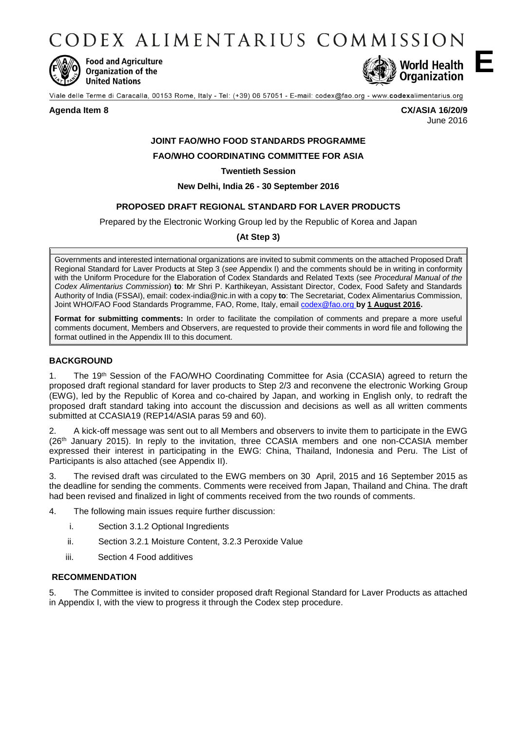# CODEX ALIMENTARIUS COMMISSION

Food and Agriculture Organization of the United Nations

World Health Organization

**E**

Viale delle Terme di Caracalla, 00153 Rome, Italy - Tel: (+39) 06 57051 - E-mail: codex@fao.org - www.codexalimentarius.org

**Agenda Item 8** **CX/ASIA 16/20/9**
June 2016

**JOINT FAO/WHO FOOD STANDARDS PROGRAMME**

**FAO/WHO COORDINATING COMMITTEE FOR ASIA**

**Twentieth Session**

**New Delhi, India 26 - 30 September 2016**

**PROPOSED DRAFT REGIONAL STANDARD FOR LAVER PRODUCTS**

Prepared by the Electronic Working Group led by the Republic of Korea and Japan

**(At Step 3)**

Governments and interested international organizations are invited to submit comments on the attached Proposed Draft Regional Standard for Laver Products at Step 3 (*see* Appendix I) and the comments should be in writing in conformity with the Uniform Procedure for the Elaboration of Codex Standards and Related Texts (see *Procedural Manual of the Codex Alimentarius Commission*) **to**: Mr Shri P. Karthikeyan, Assistant Director, Codex, Food Safety and Standards Authority of India (FSSAI), email: codex-india@nic.in with a copy **to**: The Secretariat, Codex Alimentarius Commission, Joint WHO/FAO Food Standards Programme, FAO, Rome, Italy, email codex@fao.org **by 1 August 2016.**

**Format for submitting comments:** In order to facilitate the compilation of comments and prepare a more useful comments document, Members and Observers, are requested to provide their comments in word file and following the format outlined in the Appendix III to this document.

## BACKGROUND

1. The 19th Session of the FAO/WHO Coordinating Committee for Asia (CCASIA) agreed to return the proposed draft regional standard for laver products to Step 2/3 and reconvene the electronic Working Group (EWG), led by the Republic of Korea and co-chaired by Japan, and working in English only, to redraft the proposed draft standard taking into account the discussion and decisions as well as all written comments submitted at CCASIA19 (REP14/ASIA paras 59 and 60).

2. A kick-off message was sent out to all Members and observers to invite them to participate in the EWG (26th January 2015). In reply to the invitation, three CCASIA members and one non-CCASIA member expressed their interest in participating in the EWG: China, Thailand, Indonesia and Peru. The List of Participants is also attached (see Appendix II).

3. The revised draft was circulated to the EWG members on 30 April, 2015 and 16 September 2015 as the deadline for sending the comments. Comments were received from Japan, Thailand and China. The draft had been revised and finalized in light of comments received from the two rounds of comments.

4. The following main issues require further discussion:

   i. Section 3.1.2 Optional Ingredients

   ii. Section 3.2.1 Moisture Content, 3.2.3 Peroxide Value

   iii. Section 4 Food additives

## RECOMMENDATION

5. The Committee is invited to consider proposed draft Regional Standard for Laver Products as attached in Appendix I, with the view to progress it through the Codex step procedure.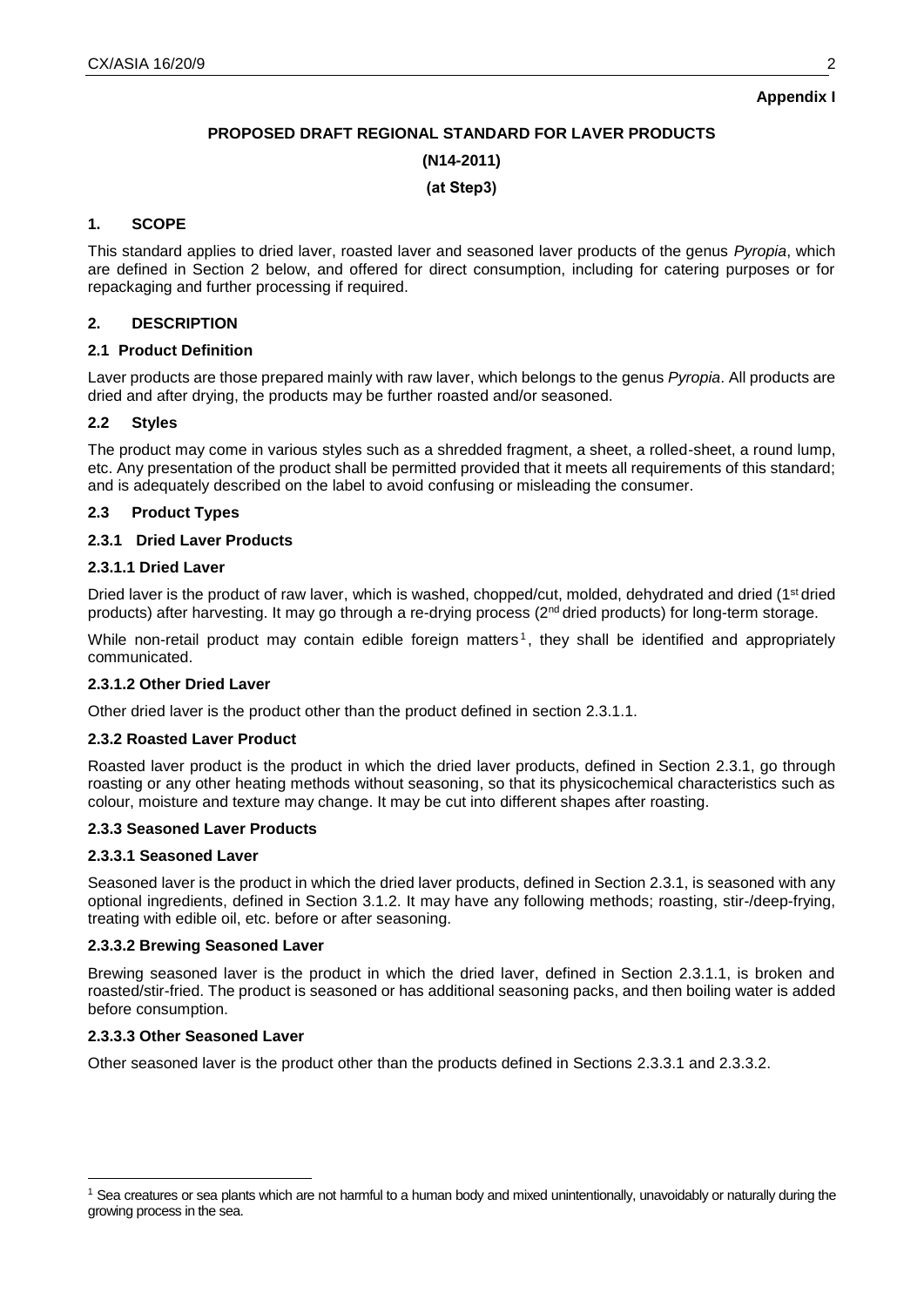**Appendix I**

**PROPOSED DRAFT REGIONAL STANDARD FOR LAVER PRODUCTS**

**(N14-2011)**

**(at Step3)**

## 1. SCOPE

This standard applies to dried laver, roasted laver and seasoned laver products of the genus *Pyropia*, which are defined in Section 2 below, and offered for direct consumption, including for catering purposes or for repackaging and further processing if required.

## 2. DESCRIPTION

### 2.1 Product Definition

Laver products are those prepared mainly with raw laver, which belongs to the genus *Pyropia*. All products are dried and after drying, the products may be further roasted and/or seasoned.

### 2.2 Styles

The product may come in various styles such as a shredded fragment, a sheet, a rolled-sheet, a round lump, etc. Any presentation of the product shall be permitted provided that it meets all requirements of this standard; and is adequately described on the label to avoid confusing or misleading the consumer.

### 2.3 Product Types

#### 2.3.1 Dried Laver Products

##### 2.3.1.1 Dried Laver

Dried laver is the product of raw laver, which is washed, chopped/cut, molded, dehydrated and dried (1st dried products) after harvesting. It may go through a re-drying process (2nd dried products) for long-term storage.

While non-retail product may contain edible foreign matters[1], they shall be identified and appropriately communicated.

##### 2.3.1.2 Other Dried Laver

Other dried laver is the product other than the product defined in section 2.3.1.1.

#### 2.3.2 Roasted Laver Product

Roasted laver product is the product in which the dried laver products, defined in Section 2.3.1, go through roasting or any other heating methods without seasoning, so that its physicochemical characteristics such as colour, moisture and texture may change. It may be cut into different shapes after roasting.

#### 2.3.3 Seasoned Laver Products

##### 2.3.3.1 Seasoned Laver

Seasoned laver is the product in which the dried laver products, defined in Section 2.3.1, is seasoned with any optional ingredients, defined in Section 3.1.2. It may have any following methods; roasting, stir-/deep-frying, treating with edible oil, etc. before or after seasoning.

##### 2.3.3.2 Brewing Seasoned Laver

Brewing seasoned laver is the product in which the dried laver, defined in Section 2.3.1.1, is broken and roasted/stir-fried. The product is seasoned or has additional seasoning packs, and then boiling water is added before consumption.

##### 2.3.3.3 Other Seasoned Laver

Other seasoned laver is the product other than the products defined in Sections 2.3.3.1 and 2.3.3.2.

---

[1] Sea creatures or sea plants which are not harmful to a human body and mixed unintentionally, unavoidably or naturally during the growing process in the sea.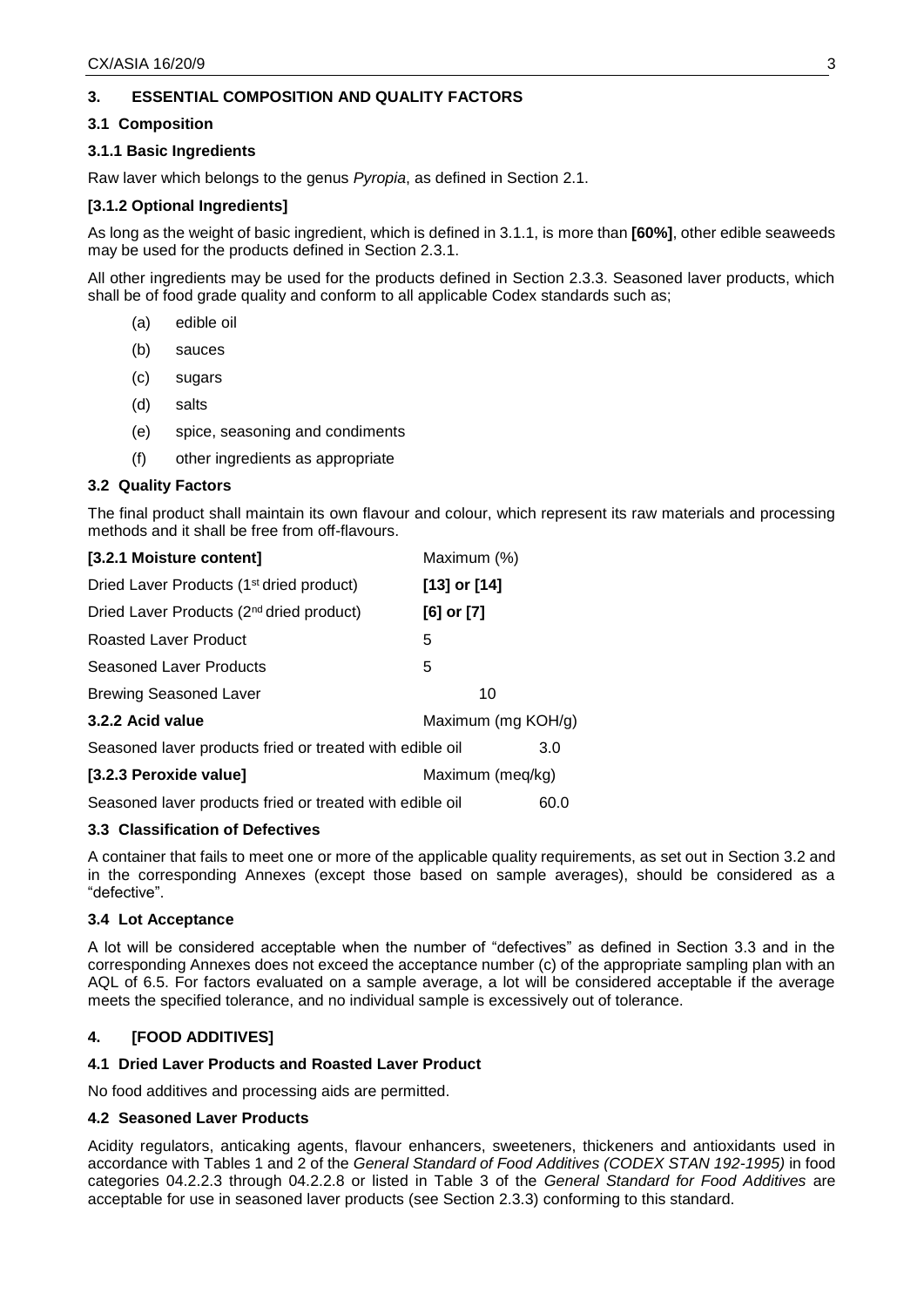## 3. ESSENTIAL COMPOSITION AND QUALITY FACTORS

### 3.1 Composition

#### 3.1.1 Basic Ingredients

Raw laver which belongs to the genus *Pyropia*, as defined in Section 2.1.

#### [3.1.2 Optional Ingredients]

As long as the weight of basic ingredient, which is defined in 3.1.1, is more than **[60%]**, other edible seaweeds may be used for the products defined in Section 2.3.1.

All other ingredients may be used for the products defined in Section 2.3.3. Seasoned laver products, which shall be of food grade quality and conform to all applicable Codex standards such as;

(a) edible oil

(b) sauces

(c) sugars

(d) salts

(e) spice, seasoning and condiments

(f) other ingredients as appropriate

### 3.2 Quality Factors

The final product shall maintain its own flavour and colour, which represent its raw materials and processing methods and it shall be free from off-flavours.

| **[3.2.1 Moisture content]** | Maximum (%) |
|---|---|
| Dried Laver Products (1st dried product) | **[13] or [14]** |
| Dried Laver Products (2nd dried product) | **[6] or [7]** |
| Roasted Laver Product | 5 |
| Seasoned Laver Products | 5 |
| Brewing Seasoned Laver | 10 |

| **3.2.2 Acid value** | Maximum (mg KOH/g) |
|---|---|
| Seasoned laver products fried or treated with edible oil | 3.0 |

| **[3.2.3 Peroxide value]** | Maximum (meq/kg) |
|---|---|
| Seasoned laver products fried or treated with edible oil | 60.0 |

### 3.3 Classification of Defectives

A container that fails to meet one or more of the applicable quality requirements, as set out in Section 3.2 and in the corresponding Annexes (except those based on sample averages), should be considered as a "defective".

### 3.4 Lot Acceptance

A lot will be considered acceptable when the number of "defectives" as defined in Section 3.3 and in the corresponding Annexes does not exceed the acceptance number (c) of the appropriate sampling plan with an AQL of 6.5. For factors evaluated on a sample average, a lot will be considered acceptable if the average meets the specified tolerance, and no individual sample is excessively out of tolerance.

## 4. [FOOD ADDITIVES]

### 4.1 Dried Laver Products and Roasted Laver Product

No food additives and processing aids are permitted.

### 4.2 Seasoned Laver Products

Acidity regulators, anticaking agents, flavour enhancers, sweeteners, thickeners and antioxidants used in accordance with Tables 1 and 2 of the *General Standard of Food Additives (CODEX STAN 192-1995)* in food categories 04.2.2.3 through 04.2.2.8 or listed in Table 3 of the *General Standard for Food Additives* are acceptable for use in seasoned laver products (see Section 2.3.3) conforming to this standard.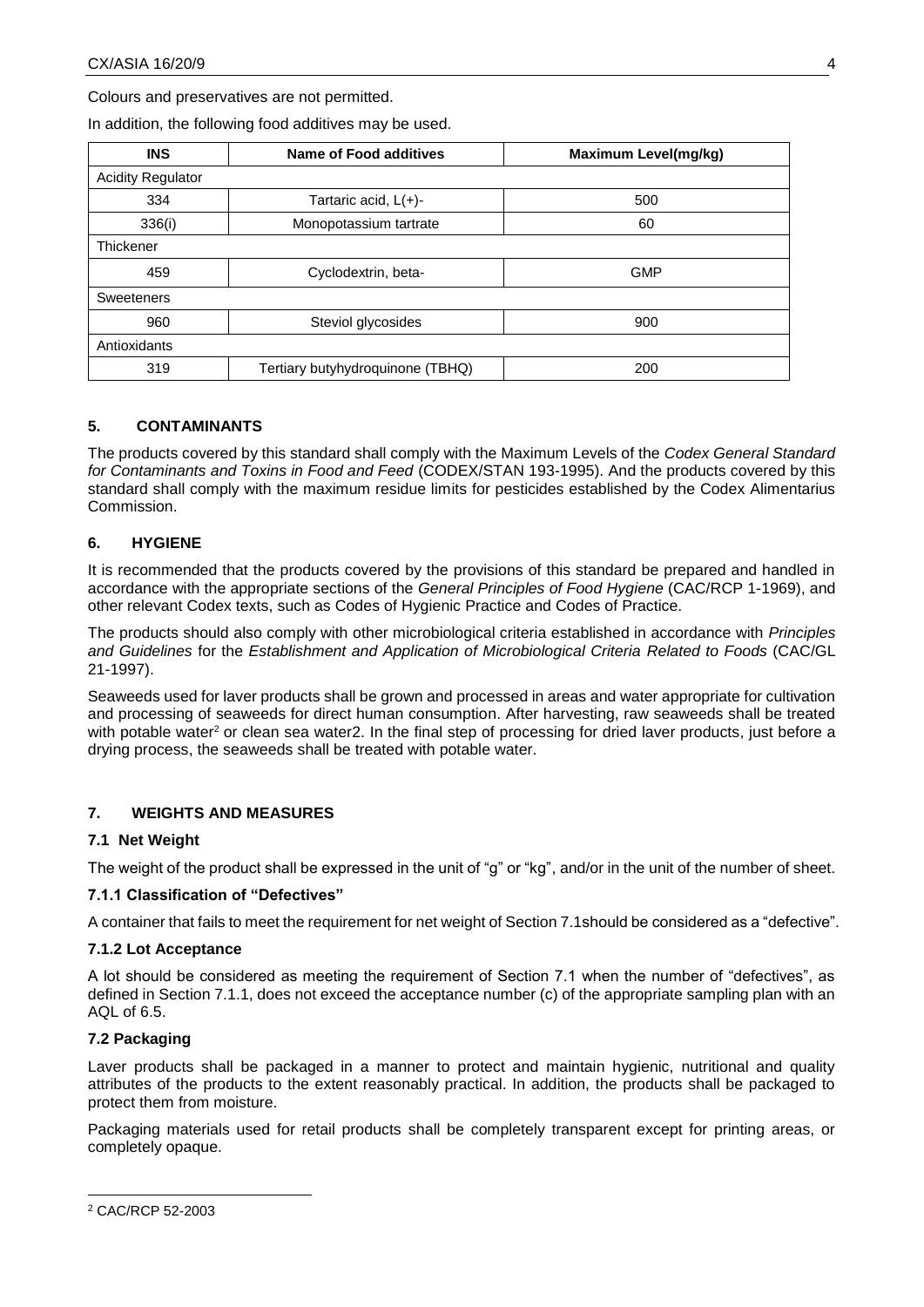Colours and preservatives are not permitted.

In addition, the following food additives may be used.

| INS | Name of Food additives | Maximum Level(mg/kg) |
|---|---|---|
| Acidity Regulator | | |
| 334 | Tartaric acid, L(+)- | 500 |
| 336(i) | Monopotassium tartrate | 60 |
| Thickener | | |
| 459 | Cyclodextrin, beta- | GMP |
| Sweeteners | | |
| 960 | Steviol glycosides | 900 |
| Antioxidants | | |
| 319 | Tertiary butyhydroquinone (TBHQ) | 200 |

## 5. CONTAMINANTS

The products covered by this standard shall comply with the Maximum Levels of the *Codex General Standard for Contaminants and Toxins in Food and Feed* (CODEX/STAN 193-1995). And the products covered by this standard shall comply with the maximum residue limits for pesticides established by the Codex Alimentarius Commission.

## 6. HYGIENE

It is recommended that the products covered by the provisions of this standard be prepared and handled in accordance with the appropriate sections of the *General Principles of Food Hygiene* (CAC/RCP 1-1969), and other relevant Codex texts, such as Codes of Hygienic Practice and Codes of Practice.

The products should also comply with other microbiological criteria established in accordance with *Principles and Guidelines* for the *Establishment and Application of Microbiological Criteria Related to Foods* (CAC/GL 21-1997).

Seaweeds used for laver products shall be grown and processed in areas and water appropriate for cultivation and processing of seaweeds for direct human consumption. After harvesting, raw seaweeds shall be treated with potable water[2] or clean sea water2. In the final step of processing for dried laver products, just before a drying process, the seaweeds shall be treated with potable water.

## 7. WEIGHTS AND MEASURES

### 7.1 Net Weight

The weight of the product shall be expressed in the unit of "g" or "kg", and/or in the unit of the number of sheet.

### 7.1.1 Classification of "Defectives"

A container that fails to meet the requirement for net weight of Section 7.1should be considered as a "defective".

### 7.1.2 Lot Acceptance

A lot should be considered as meeting the requirement of Section 7.1 when the number of "defectives", as defined in Section 7.1.1, does not exceed the acceptance number (c) of the appropriate sampling plan with an AQL of 6.5.

### 7.2 Packaging

Laver products shall be packaged in a manner to protect and maintain hygienic, nutritional and quality attributes of the products to the extent reasonably practical. In addition, the products shall be packaged to protect them from moisture.

Packaging materials used for retail products shall be completely transparent except for printing areas, or completely opaque.

[2] CAC/RCP 52-2003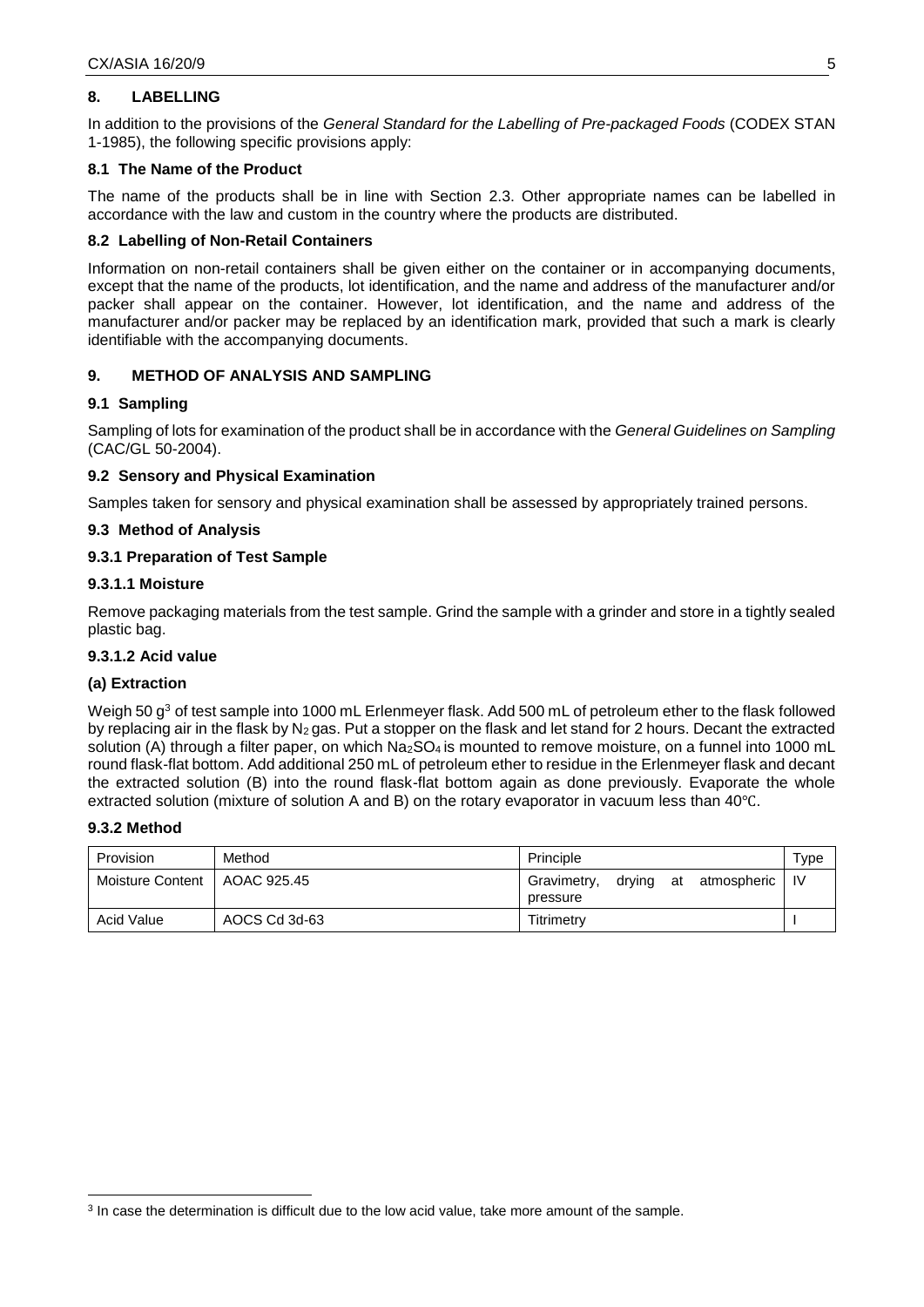## 8. LABELLING

In addition to the provisions of the *General Standard for the Labelling of Pre-packaged Foods* (CODEX STAN 1-1985), the following specific provisions apply:

### 8.1 The Name of the Product

The name of the products shall be in line with Section 2.3. Other appropriate names can be labelled in accordance with the law and custom in the country where the products are distributed.

### 8.2 Labelling of Non-Retail Containers

Information on non-retail containers shall be given either on the container or in accompanying documents, except that the name of the products, lot identification, and the name and address of the manufacturer and/or packer shall appear on the container. However, lot identification, and the name and address of the manufacturer and/or packer may be replaced by an identification mark, provided that such a mark is clearly identifiable with the accompanying documents.

## 9. METHOD OF ANALYSIS AND SAMPLING

### 9.1 Sampling

Sampling of lots for examination of the product shall be in accordance with the *General Guidelines on Sampling* (CAC/GL 50-2004).

### 9.2 Sensory and Physical Examination

Samples taken for sensory and physical examination shall be assessed by appropriately trained persons.

### 9.3 Method of Analysis

#### 9.3.1 Preparation of Test Sample

##### 9.3.1.1 Moisture

Remove packaging materials from the test sample. Grind the sample with a grinder and store in a tightly sealed plastic bag.

##### 9.3.1.2 Acid value

**(a) Extraction**

Weigh 50 g[3] of test sample into 1000 mL Erlenmeyer flask. Add 500 mL of petroleum ether to the flask followed by replacing air in the flask by $N_2$ gas. Put a stopper on the flask and let stand for 2 hours. Decant the extracted solution (A) through a filter paper, on which $Na_2SO_4$ is mounted to remove moisture, on a funnel into 1000 mL round flask-flat bottom. Add additional 250 mL of petroleum ether to residue in the Erlenmeyer flask and decant the extracted solution (B) into the round flask-flat bottom again as done previously. Evaporate the whole extracted solution (mixture of solution A and B) on the rotary evaporator in vacuum less than 40℃.

#### 9.3.2 Method

| Provision | Method | Principle | Type |
|---|---|---|---|
| Moisture Content | AOAC 925.45 | Gravimetry, drying at atmospheric pressure | IV |
| Acid Value | AOCS Cd 3d-63 | Titrimetry | I |

[3] In case the determination is difficult due to the low acid value, take more amount of the sample.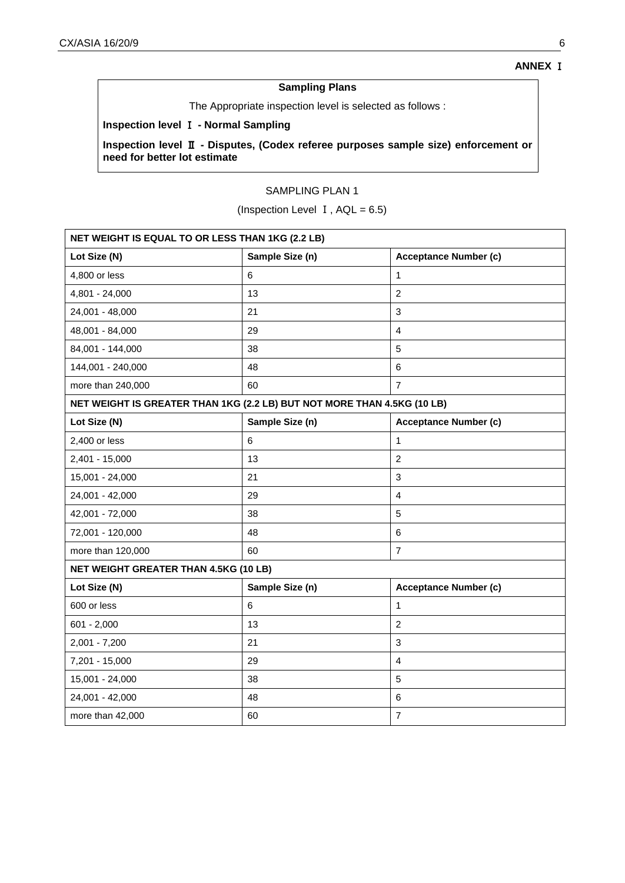**ANNEX Ⅰ**

**Sampling Plans**

The Appropriate inspection level is selected as follows :

**Inspection level Ⅰ - Normal Sampling**

**Inspection level Ⅱ - Disputes, (Codex referee purposes sample size) enforcement or need for better lot estimate**

SAMPLING PLAN 1

(Inspection Level Ⅰ, AQL = 6.5)

| **NET WEIGHT IS EQUAL TO OR LESS THAN 1KG (2.2 LB)** | | |
|---|---|---|
| **Lot Size (N)** | **Sample Size (n)** | **Acceptance Number (c)** |
| 4,800 or less | 6 | 1 |
| 4,801 - 24,000 | 13 | 2 |
| 24,001 - 48,000 | 21 | 3 |
| 48,001 - 84,000 | 29 | 4 |
| 84,001 - 144,000 | 38 | 5 |
| 144,001 - 240,000 | 48 | 6 |
| more than 240,000 | 60 | 7 |
| **NET WEIGHT IS GREATER THAN 1KG (2.2 LB) BUT NOT MORE THAN 4.5KG (10 LB)** | | |
| **Lot Size (N)** | **Sample Size (n)** | **Acceptance Number (c)** |
| 2,400 or less | 6 | 1 |
| 2,401 - 15,000 | 13 | 2 |
| 15,001 - 24,000 | 21 | 3 |
| 24,001 - 42,000 | 29 | 4 |
| 42,001 - 72,000 | 38 | 5 |
| 72,001 - 120,000 | 48 | 6 |
| more than 120,000 | 60 | 7 |
| **NET WEIGHT GREATER THAN 4.5KG (10 LB)** | | |
| **Lot Size (N)** | **Sample Size (n)** | **Acceptance Number (c)** |
| 600 or less | 6 | 1 |
| 601 - 2,000 | 13 | 2 |
| 2,001 - 7,200 | 21 | 3 |
| 7,201 - 15,000 | 29 | 4 |
| 15,001 - 24,000 | 38 | 5 |
| 24,001 - 42,000 | 48 | 6 |
| more than 42,000 | 60 | 7 |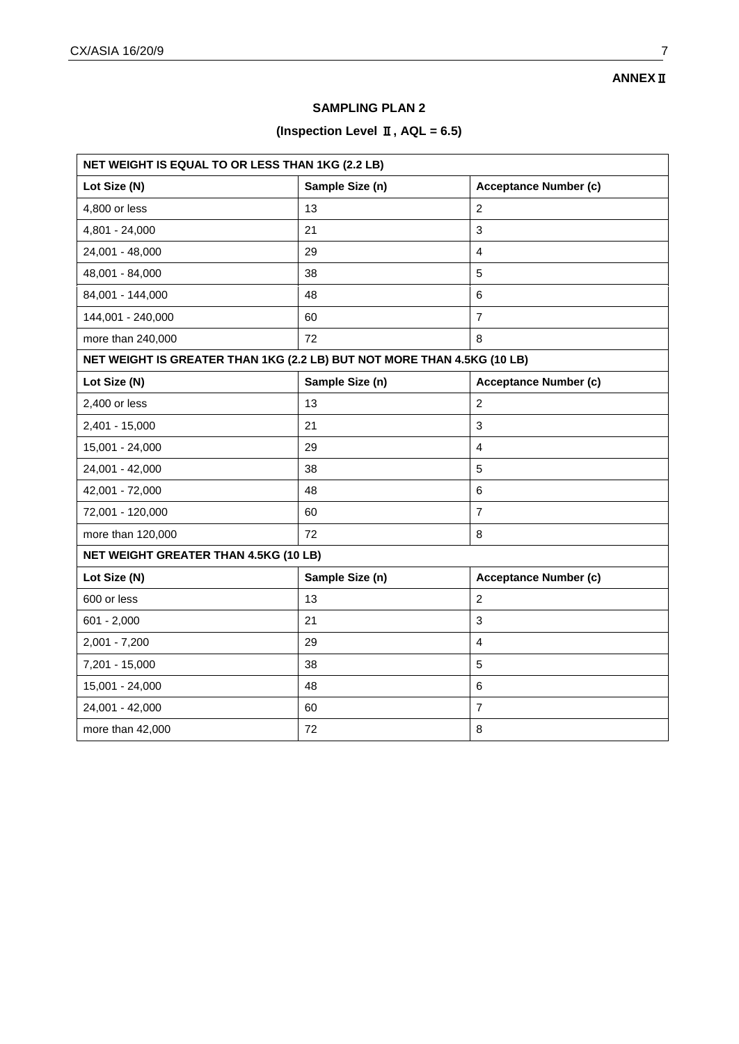**ANNEX Ⅱ**

## SAMPLING PLAN 2

### (Inspection Level Ⅱ, AQL = 6.5)

| NET WEIGHT IS EQUAL TO OR LESS THAN 1KG (2.2 LB) | | |
|---|---|---|
| **Lot Size (N)** | **Sample Size (n)** | **Acceptance Number (c)** |
| 4,800 or less | 13 | 2 |
| 4,801 - 24,000 | 21 | 3 |
| 24,001 - 48,000 | 29 | 4 |
| 48,001 - 84,000 | 38 | 5 |
| 84,001 - 144,000 | 48 | 6 |
| 144,001 - 240,000 | 60 | 7 |
| more than 240,000 | 72 | 8 |
| **NET WEIGHT IS GREATER THAN 1KG (2.2 LB) BUT NOT MORE THAN 4.5KG (10 LB)** | | |
| **Lot Size (N)** | **Sample Size (n)** | **Acceptance Number (c)** |
| 2,400 or less | 13 | 2 |
| 2,401 - 15,000 | 21 | 3 |
| 15,001 - 24,000 | 29 | 4 |
| 24,001 - 42,000 | 38 | 5 |
| 42,001 - 72,000 | 48 | 6 |
| 72,001 - 120,000 | 60 | 7 |
| more than 120,000 | 72 | 8 |
| **NET WEIGHT GREATER THAN 4.5KG (10 LB)** | | |
| **Lot Size (N)** | **Sample Size (n)** | **Acceptance Number (c)** |
| 600 or less | 13 | 2 |
| 601 - 2,000 | 21 | 3 |
| 2,001 - 7,200 | 29 | 4 |
| 7,201 - 15,000 | 38 | 5 |
| 15,001 - 24,000 | 48 | 6 |
| 24,001 - 42,000 | 60 | 7 |
| more than 42,000 | 72 | 8 |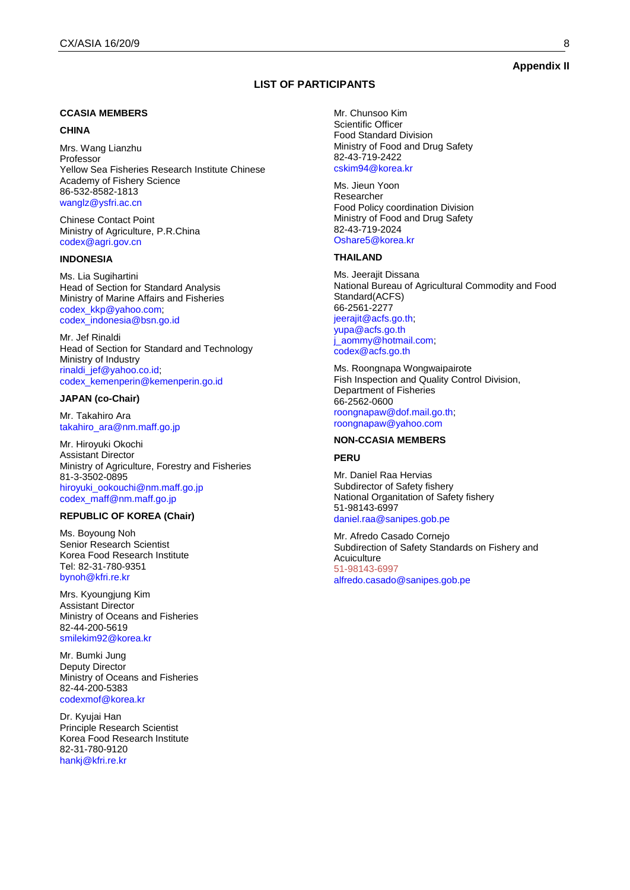**Appendix II**

## LIST OF PARTICIPANTS

### CCASIA MEMBERS

#### CHINA

Mrs. Wang Lianzhu
Professor
Yellow Sea Fisheries Research Institute Chinese Academy of Fishery Science
86-532-8582-1813
wanglz@ysfri.ac.cn

Chinese Contact Point
Ministry of Agriculture, P.R.China
codex@agri.gov.cn

#### INDONESIA

Ms. Lia Sugihartini
Head of Section for Standard Analysis
Ministry of Marine Affairs and Fisheries
codex_kkp@yahoo.com;
codex_indonesia@bsn.go.id

Mr. Jef Rinaldi
Head of Section for Standard and Technology
Ministry of Industry
rinaldi_jef@yahoo.co.id;
codex_kemenperin@kemenperin.go.id

#### JAPAN (co-Chair)

Mr. Takahiro Ara
takahiro_ara@nm.maff.go.jp

Mr. Hiroyuki Okochi
Assistant Director
Ministry of Agriculture, Forestry and Fisheries
81-3-3502-0895
hiroyuki_ookouchi@nm.maff.go.jp
codex_maff@nm.maff.go.jp

#### REPUBLIC OF KOREA (Chair)

Ms. Boyoung Noh
Senior Research Scientist
Korea Food Research Institute
Tel: 82-31-780-9351
bynoh@kfri.re.kr

Mrs. Kyoungjung Kim
Assistant Director
Ministry of Oceans and Fisheries
82-44-200-5619
smilekim92@korea.kr

Mr. Bumki Jung
Deputy Director
Ministry of Oceans and Fisheries
82-44-200-5383
codexmof@korea.kr

Dr. Kyujai Han
Principle Research Scientist
Korea Food Research Institute
82-31-780-9120
hankj@kfri.re.kr

Mr. Chunsoo Kim
Scientific Officer
Food Standard Division
Ministry of Food and Drug Safety
82-43-719-2422
cskim94@korea.kr

Ms. Jieun Yoon
Researcher
Food Policy coordination Division
Ministry of Food and Drug Safety
82-43-719-2024
Oshare5@korea.kr

#### THAILAND

Ms. Jeerajit Dissana
National Bureau of Agricultural Commodity and Food Standard(ACFS)
66-2561-2277
jeerajit@acfs.go.th;
yupa@acfs.go.th
j_aommy@hotmail.com;
codex@acfs.go.th

Ms. Roongnapa Wongwaipairote
Fish Inspection and Quality Control Division,
Department of Fisheries
66-2562-0600
roongnapaw@dof.mail.go.th;
roongnapaw@yahoo.com

### NON-CCASIA MEMBERS

#### PERU

Mr. Daniel Raa Hervias
Subdirector of Safety fishery
National Organitation of Safety fishery
51-98143-6997
daniel.raa@sanipes.gob.pe

Mr. Afredo Casado Cornejo
Subdirection of Safety Standards on Fishery and Acuiculture
51-98143-6997
alfredo.casado@sanipes.gob.pe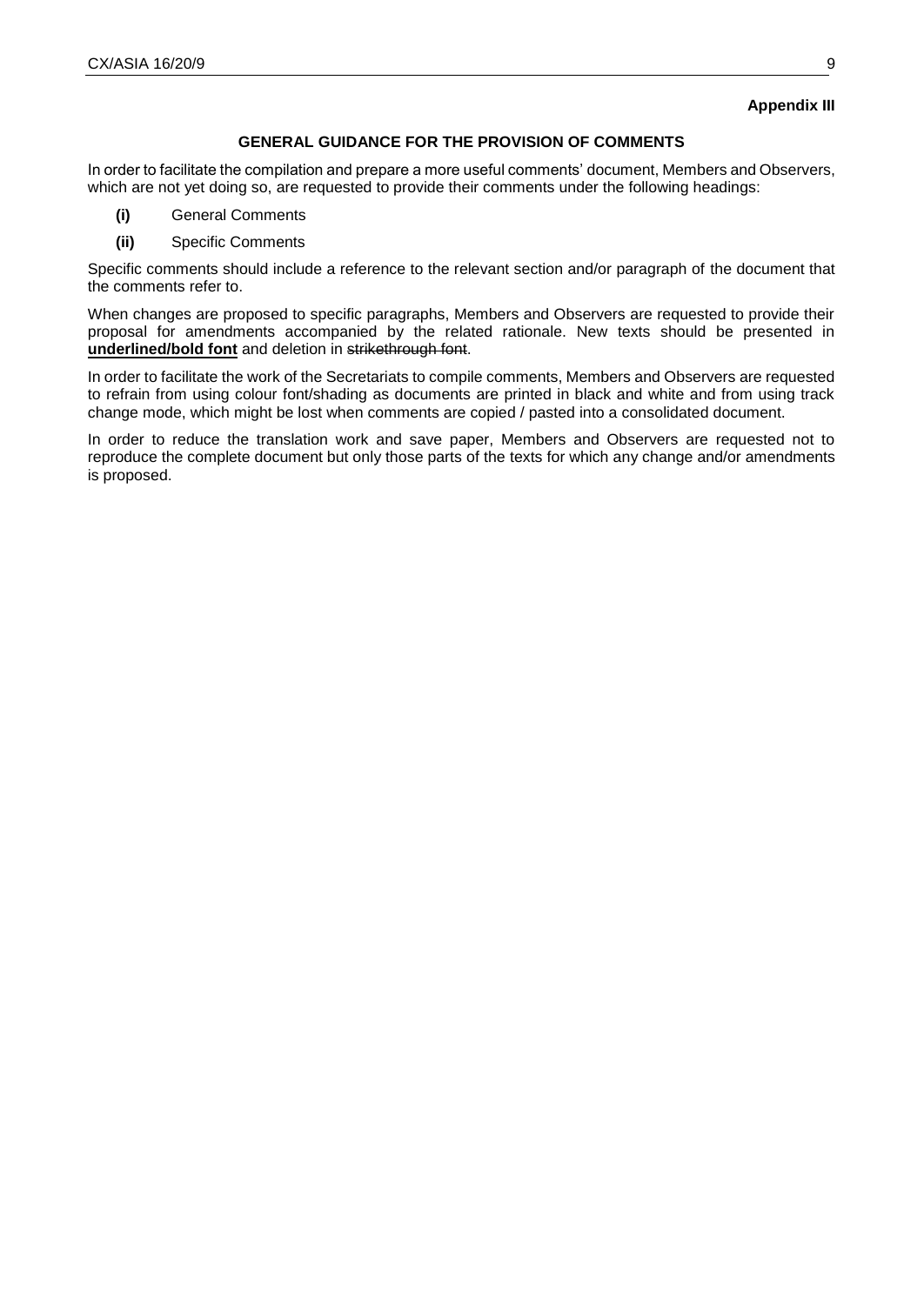**Appendix III**

## GENERAL GUIDANCE FOR THE PROVISION OF COMMENTS

In order to facilitate the compilation and prepare a more useful comments' document, Members and Observers, which are not yet doing so, are requested to provide their comments under the following headings:

- **(i)** General Comments
- **(ii)** Specific Comments

Specific comments should include a reference to the relevant section and/or paragraph of the document that the comments refer to.

When changes are proposed to specific paragraphs, Members and Observers are requested to provide their proposal for amendments accompanied by the related rationale. New texts should be presented in <u>**underlined/bold font**</u> and deletion in ~~strikethrough font~~.

In order to facilitate the work of the Secretariats to compile comments, Members and Observers are requested to refrain from using colour font/shading as documents are printed in black and white and from using track change mode, which might be lost when comments are copied / pasted into a consolidated document.

In order to reduce the translation work and save paper, Members and Observers are requested not to reproduce the complete document but only those parts of the texts for which any change and/or amendments is proposed.